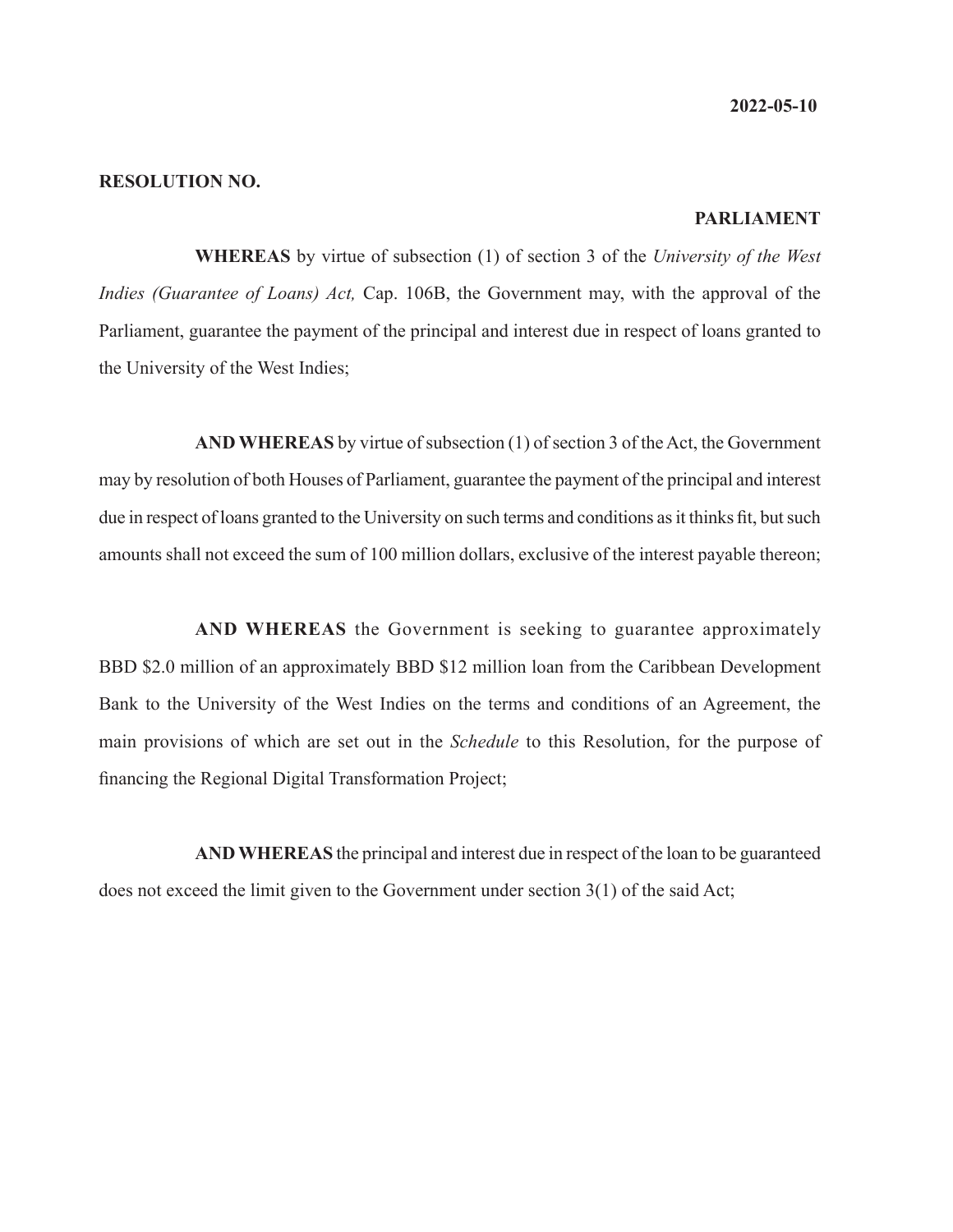**2022-05-10**

**RESOLUTION NO.**

**PARLIAMENT**

**WHEREAS** by virtue of subsection (1) of section 3 of the *University of the West Indies (Guarantee of Loans) Act,* Cap. 106B, the Government may, with the approval of the Parliament, guarantee the payment of the principal and interest due in respect of loans granted to the University of the West Indies;

**AND WHEREAS** by virtue of subsection (1) of section 3 of the Act, the Government may by resolution of both Houses of Parliament, guarantee the payment of the principal and interest due in respect of loans granted to the University on such terms and conditions as it thinks fit, but such amounts shall not exceed the sum of 100 million dollars, exclusive of the interest payable thereon;

**AND WHEREAS** the Government is seeking to guarantee approximately BBD $2.0 million of an approximately BBD $12 million loan from the Caribbean Development Bank to the University of the West Indies on the terms and conditions of an Agreement, the main provisions of which are set out in the *Schedule* to this Resolution, for the purpose of financing the Regional Digital Transformation Project;

**AND WHEREAS** the principal and interest due in respect of the loan to be guaranteed does not exceed the limit given to the Government under section 3(1) of the said Act;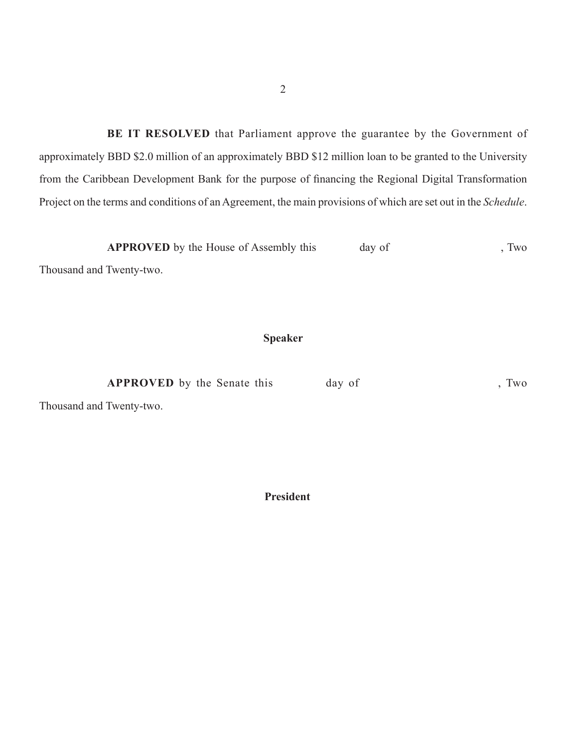**BE IT RESOLVED** that Parliament approve the guarantee by the Government of approximately BBD $2.0 million of an approximately BBD $12 million loan to be granted to the University from the Caribbean Development Bank for the purpose of financing the Regional Digital Transformation Project on the terms and conditions of an Agreement, the main provisions of which are set out in the *Schedule*.

**APPROVED** by the House of Assembly this day of , Two Thousand and Twenty-two.

**Speaker**

**APPROVED** by the Senate this day of , Two Thousand and Twenty-two.

**President**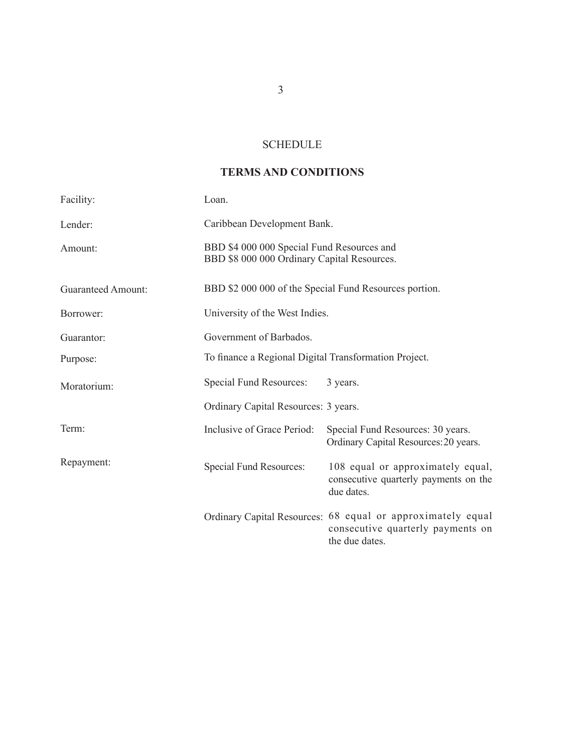## SCHEDULE

### TERMS AND CONDITIONS

| | | |
|---|---|---|
| Facility: | Loan. | |
| Lender: | Caribbean Development Bank. | |
| Amount: | BBD $4 000 000 Special Fund Resources and BBD $8 000 000 Ordinary Capital Resources. | |
| Guaranteed Amount: | BBD $2 000 000 of the Special Fund Resources portion. | |
| Borrower: | University of the West Indies. | |
| Guarantor: | Government of Barbados. | |
| Purpose: | To finance a Regional Digital Transformation Project. | |
| Moratorium: | Special Fund Resources: | 3 years. |
| | Ordinary Capital Resources: | 3 years. |
| Term: | Inclusive of Grace Period: | Special Fund Resources: 30 years. Ordinary Capital Resources: 20 years. |
| Repayment: | Special Fund Resources: | 108 equal or approximately equal, consecutive quarterly payments on the due dates. |
| | Ordinary Capital Resources: | 68 equal or approximately equal consecutive quarterly payments on the due dates. |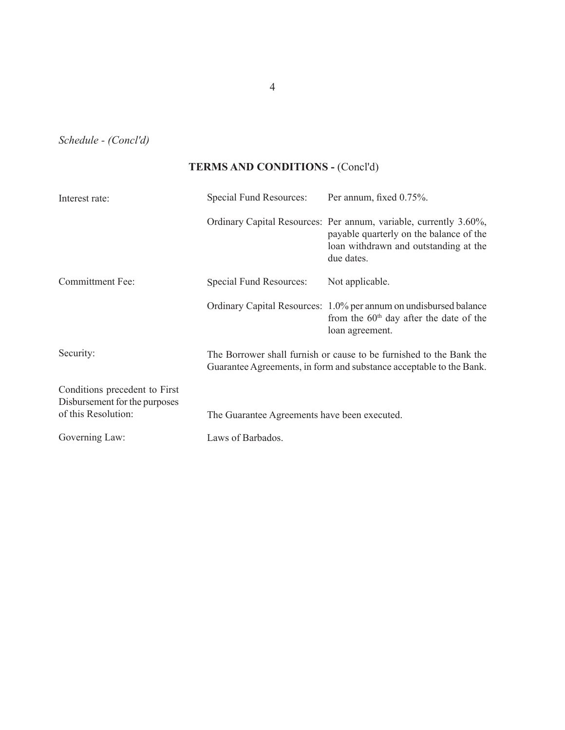*Schedule - (Concl'd)*

**TERMS AND CONDITIONS -** (Concl'd)

| | | |
|---|---|---|
| Interest rate: | Special Fund Resources: | Per annum, fixed 0.75%. |
| | Ordinary Capital Resources: | Per annum, variable, currently 3.60%, payable quarterly on the balance of the loan withdrawn and outstanding at the due dates. |
| Committment Fee: | Special Fund Resources: | Not applicable. |
| | Ordinary Capital Resources: | 1.0% per annum on undisbursed balance from the 60th day after the date of the loan agreement. |
| Security: | The Borrower shall furnish or cause to be furnished to the Bank the Guarantee Agreements, in form and substance acceptable to the Bank. | |
| Conditions precedent to First Disbursement for the purposes of this Resolution: | The Guarantee Agreements have been executed. | |
| Governing Law: | Laws of Barbados. | |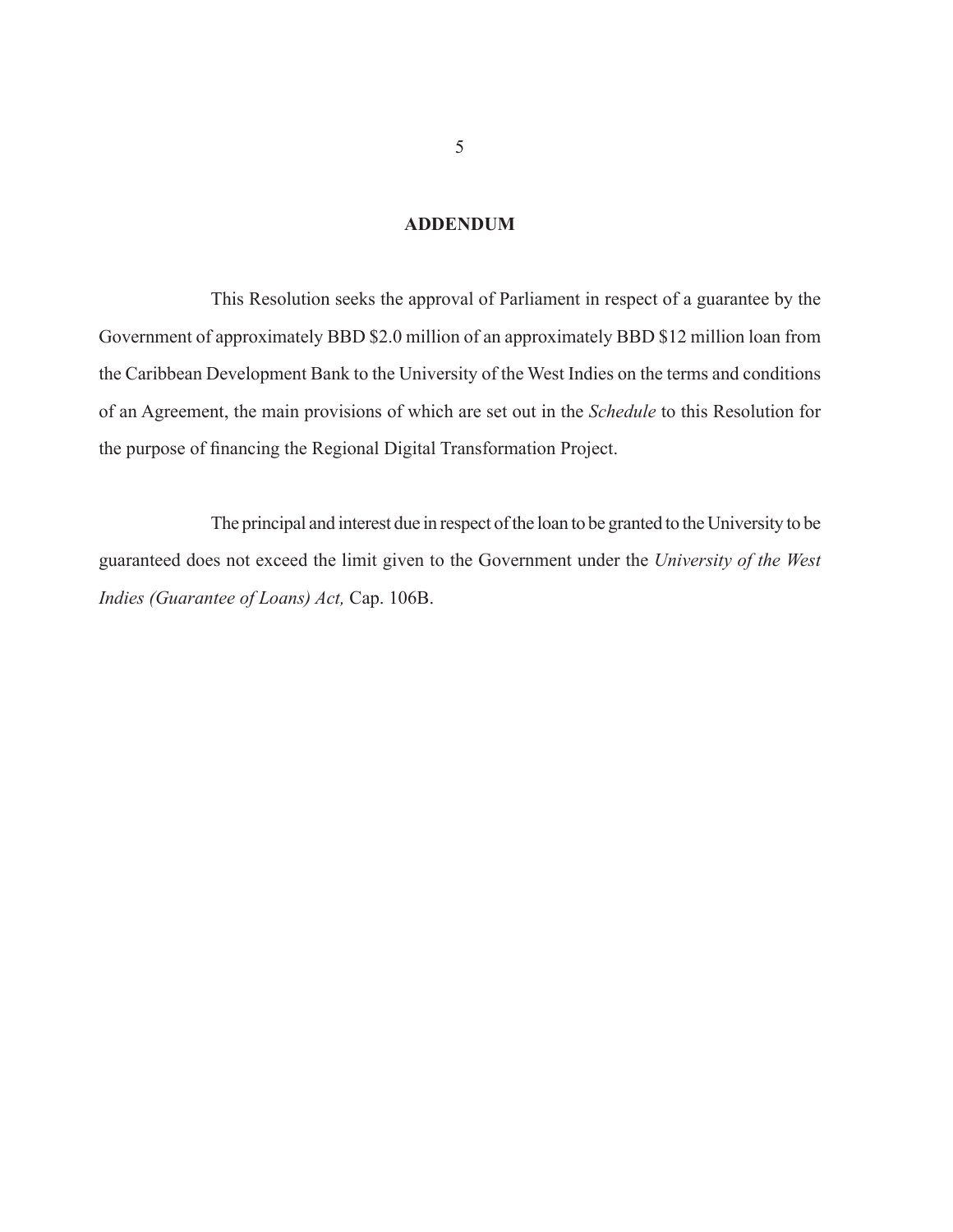## ADDENDUM

This Resolution seeks the approval of Parliament in respect of a guarantee by the Government of approximately BBD $2.0 million of an approximately BBD $12 million loan from the Caribbean Development Bank to the University of the West Indies on the terms and conditions of an Agreement, the main provisions of which are set out in the *Schedule* to this Resolution for the purpose of financing the Regional Digital Transformation Project.

The principal and interest due in respect of the loan to be granted to the University to be guaranteed does not exceed the limit given to the Government under the *University of the West Indies (Guarantee of Loans) Act,* Cap. 106B.